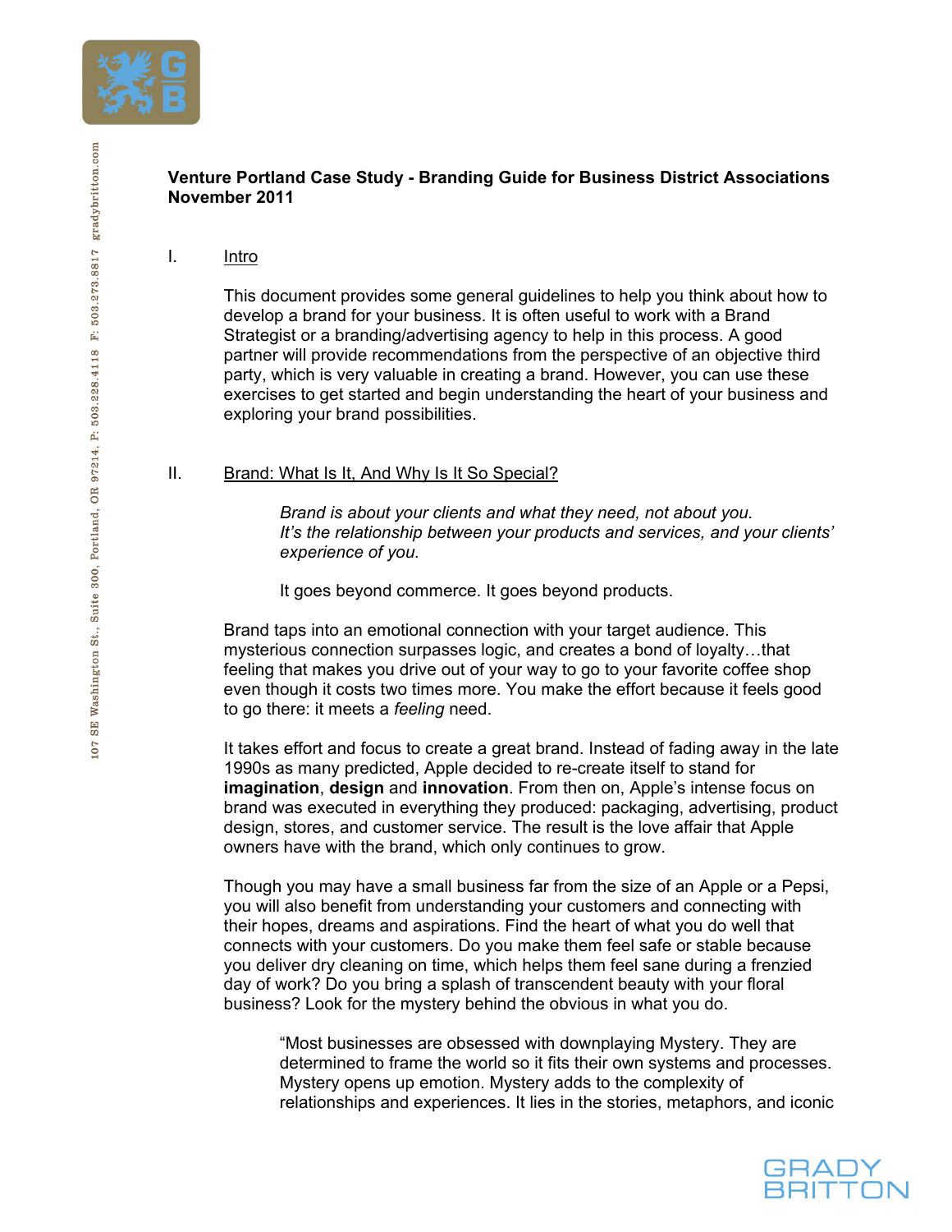**Venture Portland Case Study - Branding Guide for Business District Associations**
**November 2011**

## I. Intro

This document provides some general guidelines to help you think about how to develop a brand for your business. It is often useful to work with a Brand Strategist or a branding/advertising agency to help in this process. A good partner will provide recommendations from the perspective of an objective third party, which is very valuable in creating a brand. However, you can use these exercises to get started and begin understanding the heart of your business and exploring your brand possibilities.

## II. Brand: What Is It, And Why Is It So Special?

> *Brand is about your clients and what they need, not about you. It's the relationship between your products and services, and your clients' experience of you.*
>
> It goes beyond commerce. It goes beyond products.

Brand taps into an emotional connection with your target audience. This mysterious connection surpasses logic, and creates a bond of loyalty…that feeling that makes you drive out of your way to go to your favorite coffee shop even though it costs two times more. You make the effort because it feels good to go there: it meets a *feeling* need.

It takes effort and focus to create a great brand. Instead of fading away in the late 1990s as many predicted, Apple decided to re-create itself to stand for **imagination**, **design** and **innovation**. From then on, Apple's intense focus on brand was executed in everything they produced: packaging, advertising, product design, stores, and customer service. The result is the love affair that Apple owners have with the brand, which only continues to grow.

Though you may have a small business far from the size of an Apple or a Pepsi, you will also benefit from understanding your customers and connecting with their hopes, dreams and aspirations. Find the heart of what you do well that connects with your customers. Do you make them feel safe or stable because you deliver dry cleaning on time, which helps them feel sane during a frenzied day of work? Do you bring a splash of transcendent beauty with your floral business? Look for the mystery behind the obvious in what you do.

> "Most businesses are obsessed with downplaying Mystery. They are determined to frame the world so it fits their own systems and processes. Mystery opens up emotion. Mystery adds to the complexity of relationships and experiences. It lies in the stories, metaphors, and iconic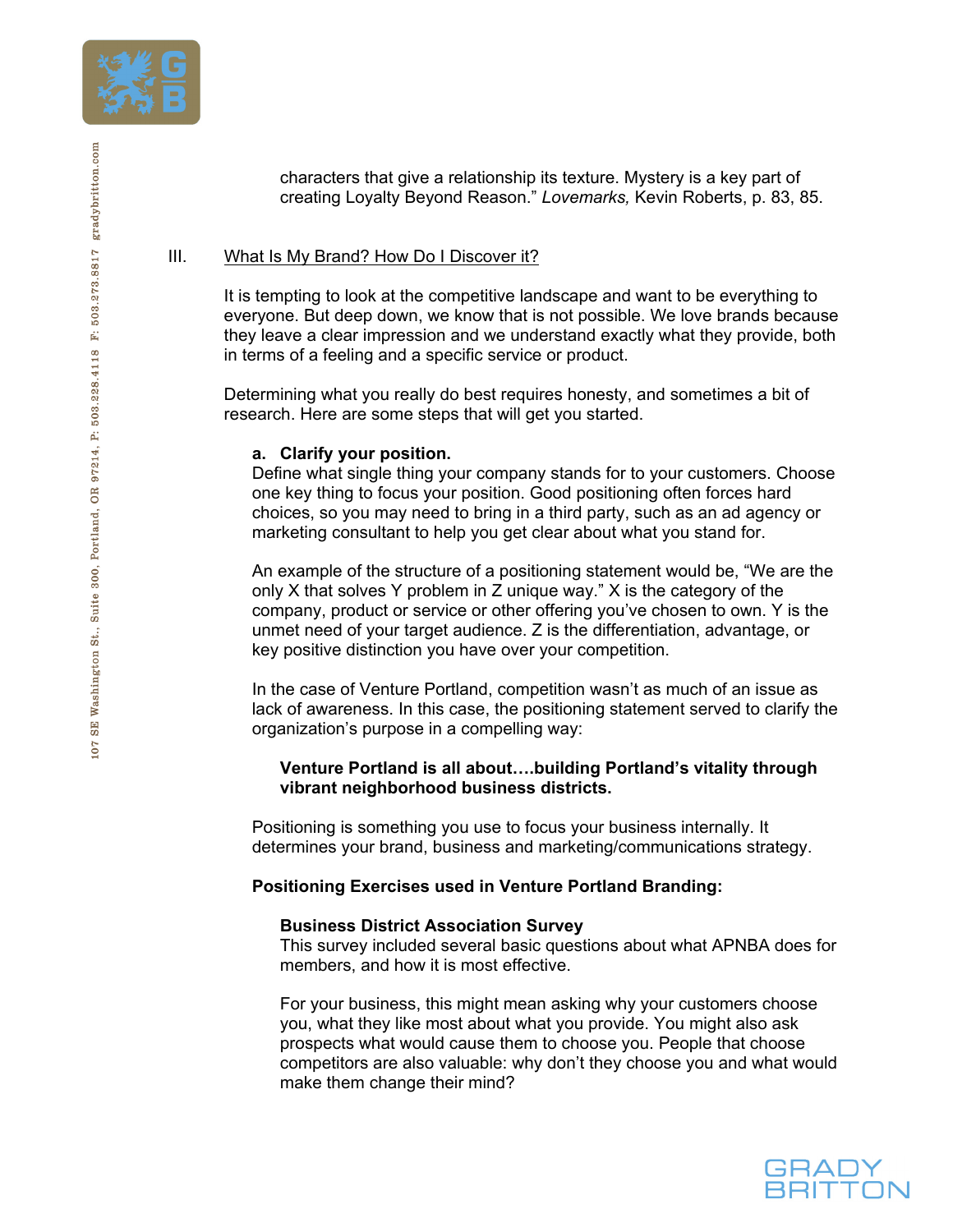characters that give a relationship its texture. Mystery is a key part of creating Loyalty Beyond Reason." *Lovemarks,* Kevin Roberts, p. 83, 85.

## III. What Is My Brand? How Do I Discover it?

It is tempting to look at the competitive landscape and want to be everything to everyone. But deep down, we know that is not possible. We love brands because they leave a clear impression and we understand exactly what they provide, both in terms of a feeling and a specific service or product.

Determining what you really do best requires honesty, and sometimes a bit of research. Here are some steps that will get you started.

### a. Clarify your position.

Define what single thing your company stands for to your customers. Choose one key thing to focus your position. Good positioning often forces hard choices, so you may need to bring in a third party, such as an ad agency or marketing consultant to help you get clear about what you stand for.

An example of the structure of a positioning statement would be, "We are the only X that solves Y problem in Z unique way." X is the category of the company, product or service or other offering you've chosen to own. Y is the unmet need of your target audience. Z is the differentiation, advantage, or key positive distinction you have over your competition.

In the case of Venture Portland, competition wasn't as much of an issue as lack of awareness. In this case, the positioning statement served to clarify the organization's purpose in a compelling way:

> **Venture Portland is all about….building Portland's vitality through vibrant neighborhood business districts.**

Positioning is something you use to focus your business internally. It determines your brand, business and marketing/communications strategy.

**Positioning Exercises used in Venture Portland Branding:**

**Business District Association Survey**
This survey included several basic questions about what APNBA does for members, and how it is most effective.

For your business, this might mean asking why your customers choose you, what they like most about what you provide. You might also ask prospects what would cause them to choose you. People that choose competitors are also valuable: why don't they choose you and what would make them change their mind?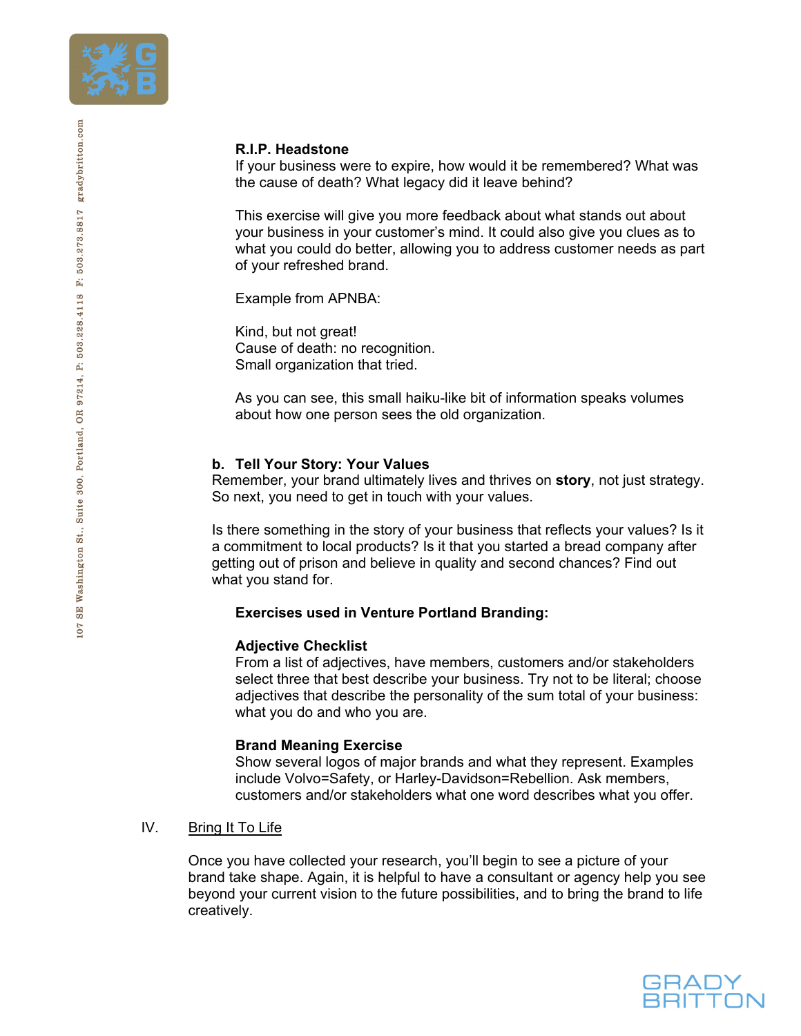**R.I.P. Headstone**
If your business were to expire, how would it be remembered? What was the cause of death? What legacy did it leave behind?

This exercise will give you more feedback about what stands out about your business in your customer's mind. It could also give you clues as to what you could do better, allowing you to address customer needs as part of your refreshed brand.

Example from APNBA:

Kind, but not great!
Cause of death: no recognition.
Small organization that tried.

As you can see, this small haiku-like bit of information speaks volumes about how one person sees the old organization.

**b. Tell Your Story: Your Values**

Remember, your brand ultimately lives and thrives on **story**, not just strategy. So next, you need to get in touch with your values.

Is there something in the story of your business that reflects your values? Is it a commitment to local products? Is it that you started a bread company after getting out of prison and believe in quality and second chances? Find out what you stand for.

**Exercises used in Venture Portland Branding:**

**Adjective Checklist**
From a list of adjectives, have members, customers and/or stakeholders select three that best describe your business. Try not to be literal; choose adjectives that describe the personality of the sum total of your business: what you do and who you are.

**Brand Meaning Exercise**
Show several logos of major brands and what they represent. Examples include Volvo=Safety, or Harley-Davidson=Rebellion. Ask members, customers and/or stakeholders what one word describes what you offer.

IV. Bring It To Life

Once you have collected your research, you'll begin to see a picture of your brand take shape. Again, it is helpful to have a consultant or agency help you see beyond your current vision to the future possibilities, and to bring the brand to life creatively.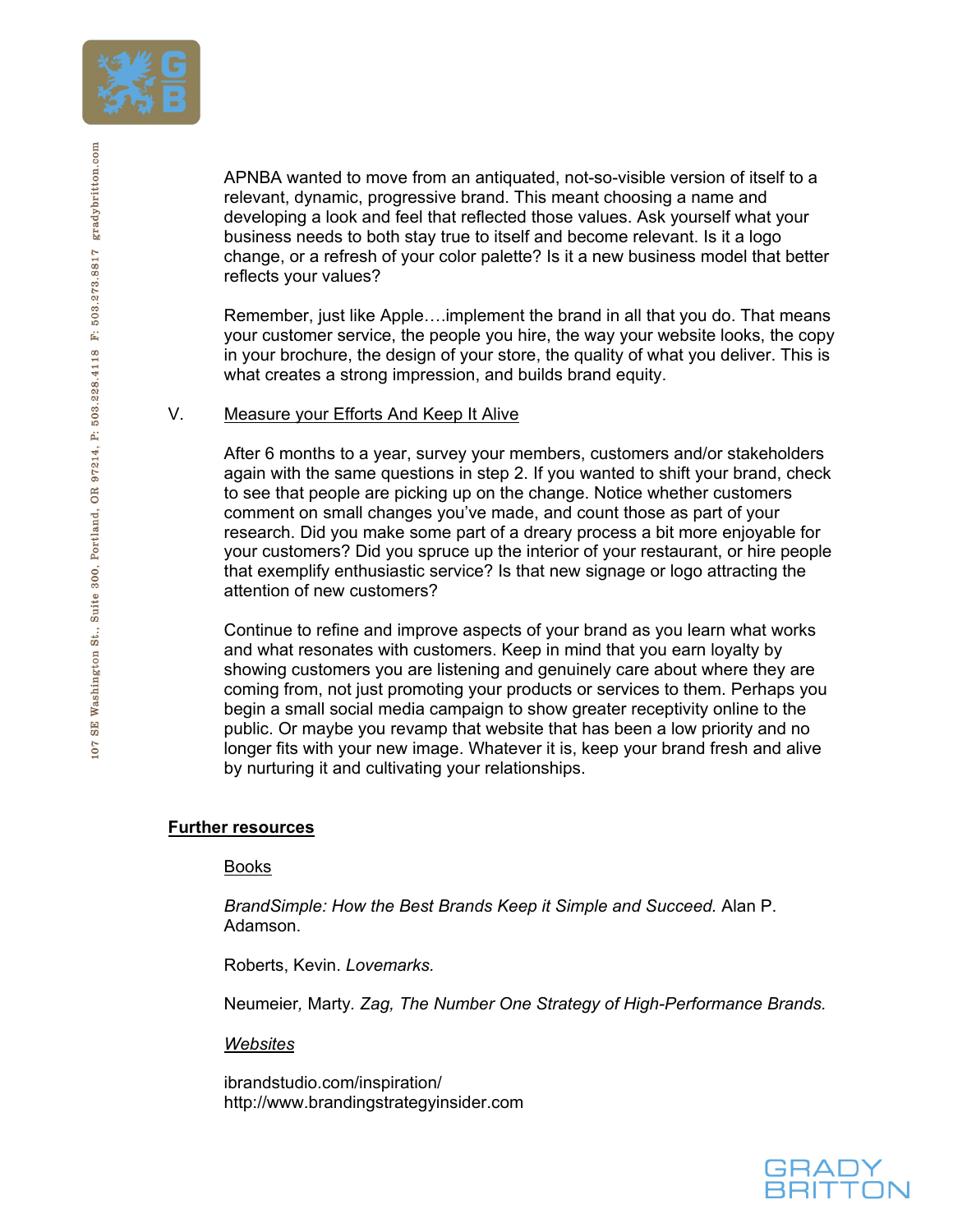APNBA wanted to move from an antiquated, not-so-visible version of itself to a relevant, dynamic, progressive brand. This meant choosing a name and developing a look and feel that reflected those values. Ask yourself what your business needs to both stay true to itself and become relevant. Is it a logo change, or a refresh of your color palette? Is it a new business model that better reflects your values?

Remember, just like Apple….implement the brand in all that you do. That means your customer service, the people you hire, the way your website looks, the copy in your brochure, the design of your store, the quality of what you deliver. This is what creates a strong impression, and builds brand equity.

V. Measure your Efforts And Keep It Alive

After 6 months to a year, survey your members, customers and/or stakeholders again with the same questions in step 2. If you wanted to shift your brand, check to see that people are picking up on the change. Notice whether customers comment on small changes you've made, and count those as part of your research. Did you make some part of a dreary process a bit more enjoyable for your customers? Did you spruce up the interior of your restaurant, or hire people that exemplify enthusiastic service? Is that new signage or logo attracting the attention of new customers?

Continue to refine and improve aspects of your brand as you learn what works and what resonates with customers. Keep in mind that you earn loyalty by showing customers you are listening and genuinely care about where they are coming from, not just promoting your products or services to them. Perhaps you begin a small social media campaign to show greater receptivity online to the public. Or maybe you revamp that website that has been a low priority and no longer fits with your new image. Whatever it is, keep your brand fresh and alive by nurturing it and cultivating your relationships.

**Further resources**

Books

*BrandSimple: How the Best Brands Keep it Simple and Succeed.* Alan P. Adamson.

Roberts, Kevin. *Lovemarks.*

Neumeier*,* Marty. *Zag, The Number One Strategy of High-Performance Brands.*

*Websites*

ibrandstudio.com/inspiration/
http://www.brandingstrategyinsider.com